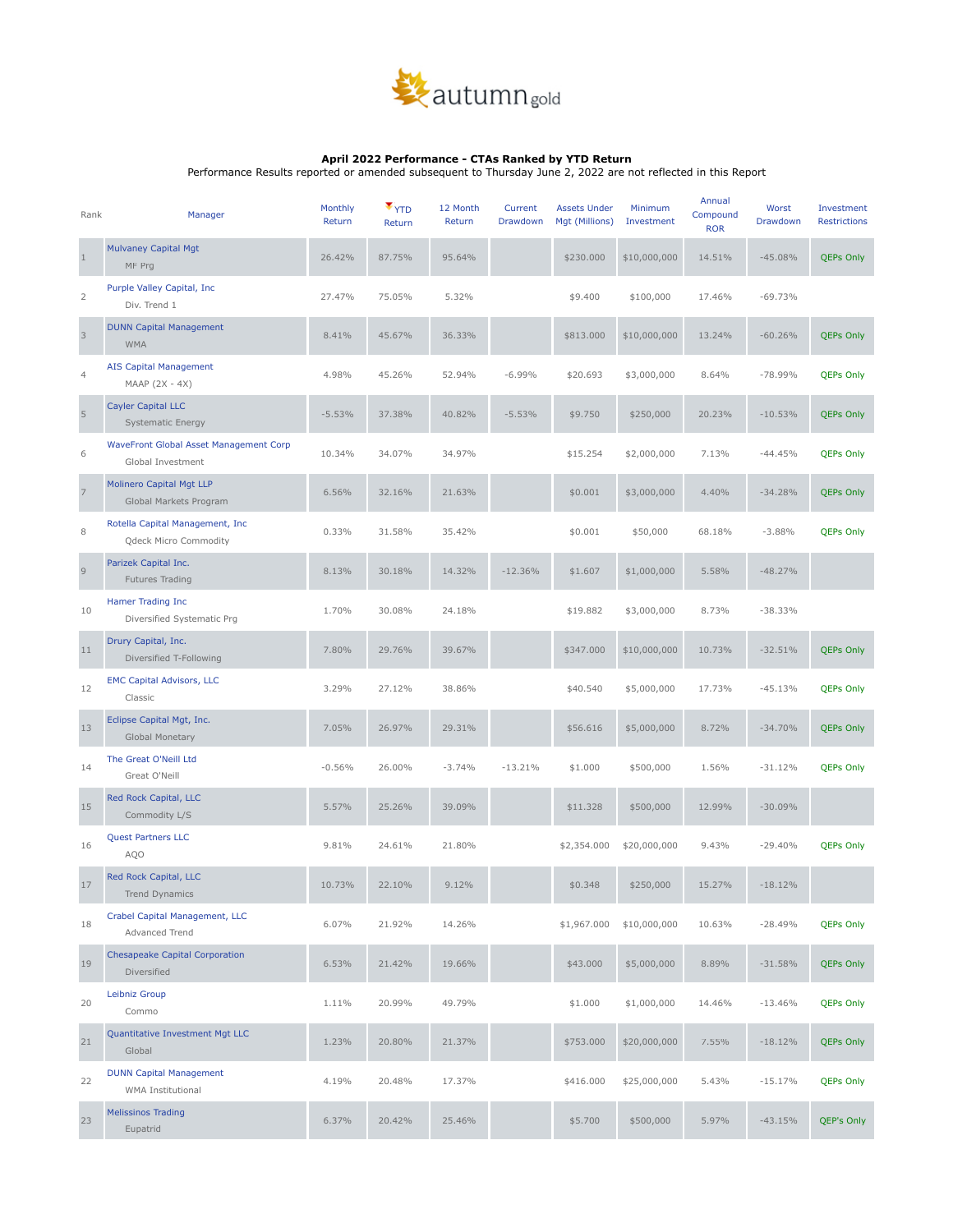autumn gold

**April 2022 Performance - CTAs Ranked by YTD Return**

Performance Results reported or amended subsequent to Thursday June 2, 2022 are not reflected in this Report

| Rank | Manager | Monthly Return | YTD Return | 12 Month Return | Current Drawdown | Assets Under Mgt (Millions) | Minimum Investment | Annual Compound ROR | Worst Drawdown | Investment Restrictions |
|---|---|---|---|---|---|---|---|---|---|---|
| 1 | Mulvaney Capital Mgt<br>MF Prg | 26.42% | 87.75% | 95.64% | | $230.000 | $10,000,000 | 14.51% | -45.08% | QEPs Only |
| 2 | Purple Valley Capital, Inc<br>Div. Trend 1 | 27.47% | 75.05% | 5.32% | | $9.400 | $100,000 | 17.46% | -69.73% | |
| 3 | DUNN Capital Management<br>WMA | 8.41% | 45.67% | 36.33% | | $813.000 | $10,000,000 | 13.24% | -60.26% | QEPs Only |
| 4 | AIS Capital Management<br>MAAP (2X - 4X) | 4.98% | 45.26% | 52.94% | -6.99% | $20.693 | $3,000,000 | 8.64% | -78.99% | QEPs Only |
| 5 | Cayler Capital LLC<br>Systematic Energy | -5.53% | 37.38% | 40.82% | -5.53% | $9.750 | $250,000 | 20.23% | -10.53% | QEPs Only |
| 6 | WaveFront Global Asset Management Corp<br>Global Investment | 10.34% | 34.07% | 34.97% | | $15.254 | $2,000,000 | 7.13% | -44.45% | QEPs Only |
| 7 | Molinero Capital Mgt LLP<br>Global Markets Program | 6.56% | 32.16% | 21.63% | | $0.001 | $3,000,000 | 4.40% | -34.28% | QEPs Only |
| 8 | Rotella Capital Management, Inc<br>Qdeck Micro Commodity | 0.33% | 31.58% | 35.42% | | $0.001 | $50,000 | 68.18% | -3.88% | QEPs Only |
| 9 | Parizek Capital Inc.<br>Futures Trading | 8.13% | 30.18% | 14.32% | -12.36% | $1.607 | $1,000,000 | 5.58% | -48.27% | |
| 10 | Hamer Trading Inc<br>Diversified Systematic Prg | 1.70% | 30.08% | 24.18% | | $19.882 | $3,000,000 | 8.73% | -38.33% | |
| 11 | Drury Capital, Inc.<br>Diversified T-Following | 7.80% | 29.76% | 39.67% | | $347.000 | $10,000,000 | 10.73% | -32.51% | QEPs Only |
| 12 | EMC Capital Advisors, LLC<br>Classic | 3.29% | 27.12% | 38.86% | | $40.540 | $5,000,000 | 17.73% | -45.13% | QEPs Only |
| 13 | Eclipse Capital Mgt, Inc.<br>Global Monetary | 7.05% | 26.97% | 29.31% | | $56.616 | $5,000,000 | 8.72% | -34.70% | QEPs Only |
| 14 | The Great O'Neill Ltd<br>Great O'Neill | -0.56% | 26.00% | -3.74% | -13.21% | $1.000 | $500,000 | 1.56% | -31.12% | QEPs Only |
| 15 | Red Rock Capital, LLC<br>Commodity L/S | 5.57% | 25.26% | 39.09% | | $11.328 | $500,000 | 12.99% | -30.09% | |
| 16 | Quest Partners LLC<br>AQO | 9.81% | 24.61% | 21.80% | | $2,354.000 | $20,000,000 | 9.43% | -29.40% | QEPs Only |
| 17 | Red Rock Capital, LLC<br>Trend Dynamics | 10.73% | 22.10% | 9.12% | | $0.348 | $250,000 | 15.27% | -18.12% | |
| 18 | Crabel Capital Management, LLC<br>Advanced Trend | 6.07% | 21.92% | 14.26% | | $1,967.000 | $10,000,000 | 10.63% | -28.49% | QEPs Only |
| 19 | Chesapeake Capital Corporation<br>Diversified | 6.53% | 21.42% | 19.66% | | $43.000 | $5,000,000 | 8.89% | -31.58% | QEPs Only |
| 20 | Leibniz Group<br>Commo | 1.11% | 20.99% | 49.79% | | $1.000 | $1,000,000 | 14.46% | -13.46% | QEPs Only |
| 21 | Quantitative Investment Mgt LLC<br>Global | 1.23% | 20.80% | 21.37% | | $753.000 | $20,000,000 | 7.55% | -18.12% | QEPs Only |
| 22 | DUNN Capital Management<br>WMA Institutional | 4.19% | 20.48% | 17.37% | | $416.000 | $25,000,000 | 5.43% | -15.17% | QEPs Only |
| 23 | Melissinos Trading<br>Eupatrid | 6.37% | 20.42% | 25.46% | | $5.700 | $500,000 | 5.97% | -43.15% | QEP's Only |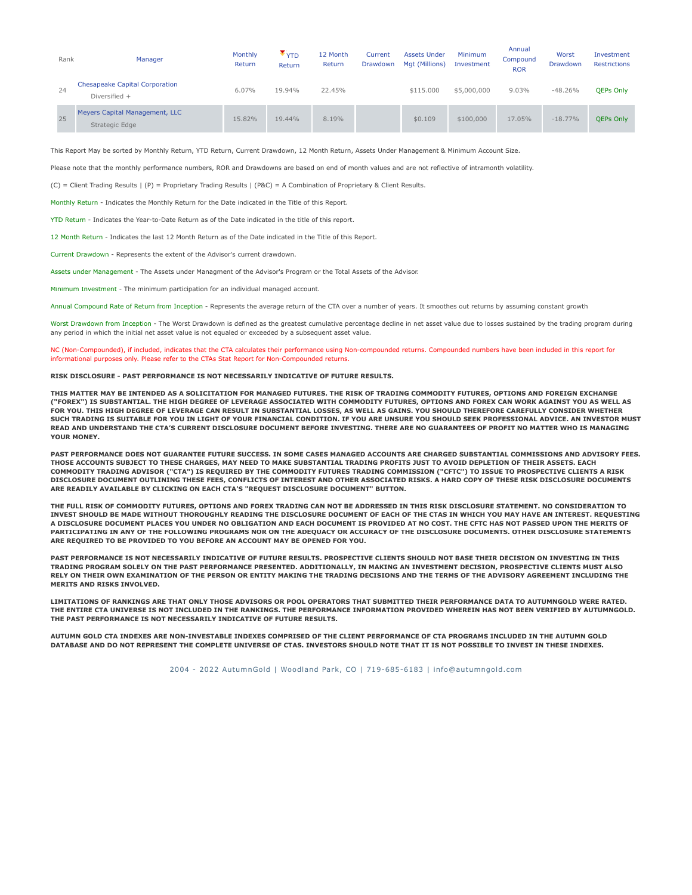| Rank | Manager | Monthly Return | YTD Return | 12 Month Return | Current Drawdown | Assets Under Mgt (Millions) | Minimum Investment | Annual Compound ROR | Worst Drawdown | Investment Restrictions |
|---|---|---|---|---|---|---|---|---|---|---|
| 24 | Chesapeake Capital Corporation<br>Diversified + | 6.07% | 19.94% | 22.45% | | $115.000 | $5,000,000 | 9.03% | -48.26% | QEPs Only |
| 25 | Meyers Capital Management, LLC<br>Strategic Edge | 15.82% | 19.44% | 8.19% | | $0.109 | $100,000 | 17.05% | -18.77% | QEPs Only |

This Report May be sorted by Monthly Return, YTD Return, Current Drawdown, 12 Month Return, Assets Under Management & Minimum Account Size.

Please note that the monthly performance numbers, ROR and Drawdowns are based on end of month values and are not reflective of intramonth volatility.

(C) = Client Trading Results | (P) = Proprietary Trading Results | (P&C) = A Combination of Proprietary & Client Results.

Monthly Return - Indicates the Monthly Return for the Date indicated in the Title of this Report.

YTD Return - Indicates the Year-to-Date Return as of the Date indicated in the title of this report.

12 Month Return - Indicates the last 12 Month Return as of the Date indicated in the Title of this Report.

Current Drawdown - Represents the extent of the Advisor's current drawdown.

Assets under Management - The Assets under Managment of the Advisor's Program or the Total Assets of the Advisor.

Minimum Investment - The minimum participation for an individual managed account.

Annual Compound Rate of Return from Inception - Represents the average return of the CTA over a number of years. It smoothes out returns by assuming constant growth

Worst Drawdown from Inception - The Worst Drawdown is defined as the greatest cumulative percentage decline in net asset value due to losses sustained by the trading program during any period in which the initial net asset value is not equaled or exceeded by a subsequent asset value.

NC (Non-Compounded), if included, indicates that the CTA calculates their performance using Non-compounded returns. Compounded numbers have been included in this report for informational purposes only. Please refer to the CTAs Stat Report for Non-Compounded returns.

**RISK DISCLOSURE - PAST PERFORMANCE IS NOT NECESSARILY INDICATIVE OF FUTURE RESULTS.**

**THIS MATTER MAY BE INTENDED AS A SOLICITATION FOR MANAGED FUTURES. THE RISK OF TRADING COMMODITY FUTURES, OPTIONS AND FOREIGN EXCHANGE ("FOREX") IS SUBSTANTIAL. THE HIGH DEGREE OF LEVERAGE ASSOCIATED WITH COMMODITY FUTURES, OPTIONS AND FOREX CAN WORK AGAINST YOU AS WELL AS FOR YOU. THIS HIGH DEGREE OF LEVERAGE CAN RESULT IN SUBSTANTIAL LOSSES, AS WELL AS GAINS. YOU SHOULD THEREFORE CAREFULLY CONSIDER WHETHER SUCH TRADING IS SUITABLE FOR YOU IN LIGHT OF YOUR FINANCIAL CONDITION. IF YOU ARE UNSURE YOU SHOULD SEEK PROFESSIONAL ADVICE. AN INVESTOR MUST READ AND UNDERSTAND THE CTA'S CURRENT DISCLOSURE DOCUMENT BEFORE INVESTING. THERE ARE NO GUARANTEES OF PROFIT NO MATTER WHO IS MANAGING YOUR MONEY.**

**PAST PERFORMANCE DOES NOT GUARANTEE FUTURE SUCCESS. IN SOME CASES MANAGED ACCOUNTS ARE CHARGED SUBSTANTIAL COMMISSIONS AND ADVISORY FEES. THOSE ACCOUNTS SUBJECT TO THESE CHARGES, MAY NEED TO MAKE SUBSTANTIAL TRADING PROFITS JUST TO AVOID DEPLETION OF THEIR ASSETS. EACH COMMODITY TRADING ADVISOR ("CTA") IS REQUIRED BY THE COMMODITY FUTURES TRADING COMMISSION ("CFTC") TO ISSUE TO PROSPECTIVE CLIENTS A RISK DISCLOSURE DOCUMENT OUTLINING THESE FEES, CONFLICTS OF INTEREST AND OTHER ASSOCIATED RISKS. A HARD COPY OF THESE RISK DISCLOSURE DOCUMENTS ARE READILY AVAILABLE BY CLICKING ON EACH CTA'S "REQUEST DISCLOSURE DOCUMENT" BUTTON.**

**THE FULL RISK OF COMMODITY FUTURES, OPTIONS AND FOREX TRADING CAN NOT BE ADDRESSED IN THIS RISK DISCLOSURE STATEMENT. NO CONSIDERATION TO INVEST SHOULD BE MADE WITHOUT THOROUGHLY READING THE DISCLOSURE DOCUMENT OF EACH OF THE CTAS IN WHICH YOU MAY HAVE AN INTEREST. REQUESTING A DISCLOSURE DOCUMENT PLACES YOU UNDER NO OBLIGATION AND EACH DOCUMENT IS PROVIDED AT NO COST. THE CFTC HAS NOT PASSED UPON THE MERITS OF PARTICIPATING IN ANY OF THE FOLLOWING PROGRAMS NOR ON THE ADEQUACY OR ACCURACY OF THE DISCLOSURE DOCUMENTS. OTHER DISCLOSURE STATEMENTS ARE REQUIRED TO BE PROVIDED TO YOU BEFORE AN ACCOUNT MAY BE OPENED FOR YOU.**

**PAST PERFORMANCE IS NOT NECESSARILY INDICATIVE OF FUTURE RESULTS. PROSPECTIVE CLIENTS SHOULD NOT BASE THEIR DECISION ON INVESTING IN THIS TRADING PROGRAM SOLELY ON THE PAST PERFORMANCE PRESENTED. ADDITIONALLY, IN MAKING AN INVESTMENT DECISION, PROSPECTIVE CLIENTS MUST ALSO RELY ON THEIR OWN EXAMINATION OF THE PERSON OR ENTITY MAKING THE TRADING DECISIONS AND THE TERMS OF THE ADVISORY AGREEMENT INCLUDING THE MERITS AND RISKS INVOLVED.**

**LIMITATIONS OF RANKINGS ARE THAT ONLY THOSE ADVISORS OR POOL OPERATORS THAT SUBMITTED THEIR PERFORMANCE DATA TO AUTUMNGOLD WERE RATED. THE ENTIRE CTA UNIVERSE IS NOT INCLUDED IN THE RANKINGS. THE PERFORMANCE INFORMATION PROVIDED WHEREIN HAS NOT BEEN VERIFIED BY AUTUMNGOLD. THE PAST PERFORMANCE IS NOT NECESSARILY INDICATIVE OF FUTURE RESULTS.**

**AUTUMN GOLD CTA INDEXES ARE NON-INVESTABLE INDEXES COMPRISED OF THE CLIENT PERFORMANCE OF CTA PROGRAMS INCLUDED IN THE AUTUMN GOLD DATABASE AND DO NOT REPRESENT THE COMPLETE UNIVERSE OF CTAS. INVESTORS SHOULD NOTE THAT IT IS NOT POSSIBLE TO INVEST IN THESE INDEXES.**

2004 - 2022 AutumnGold | Woodland Park, CO | 719-685-6183 | info@autumngold.com